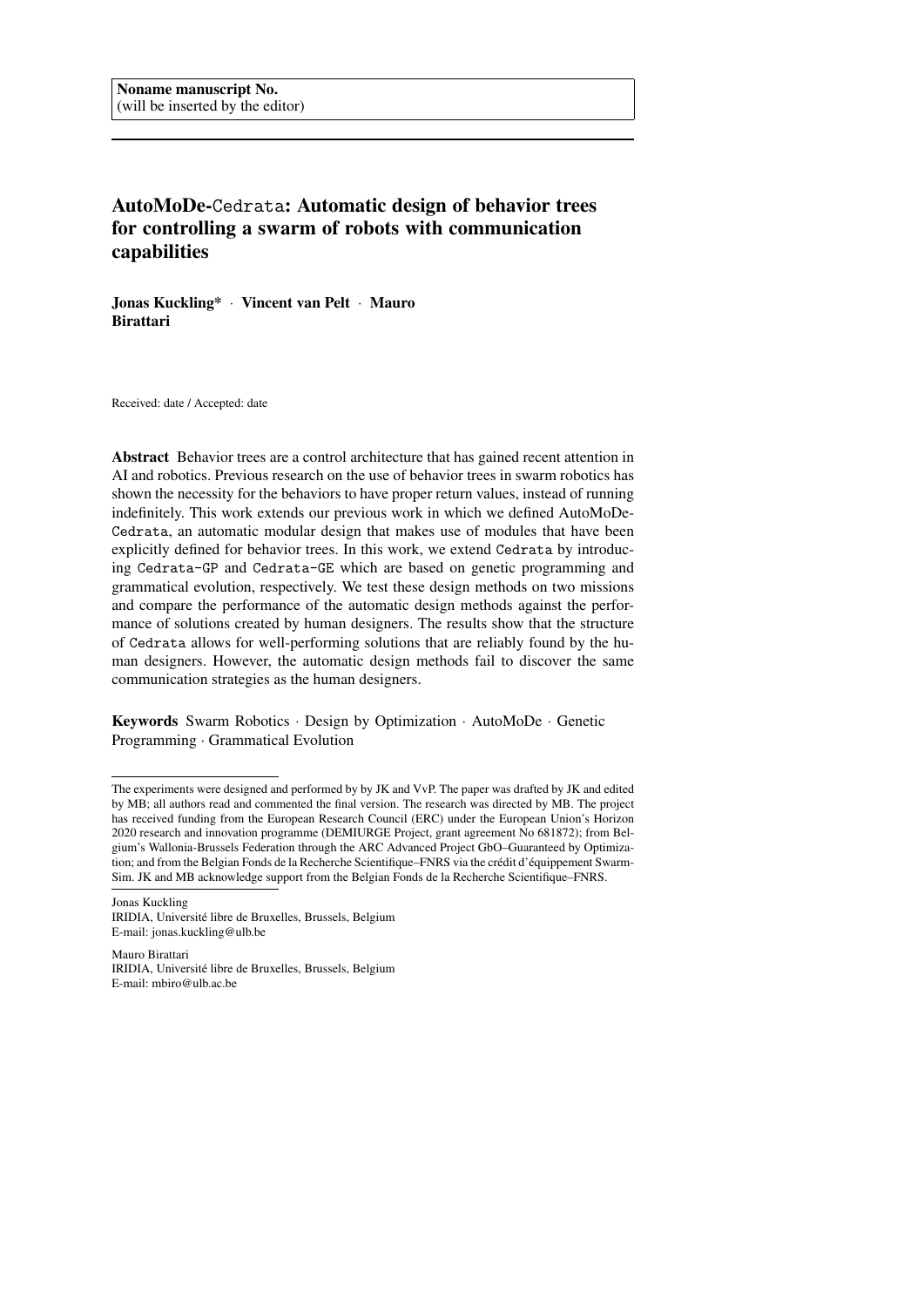Noname manuscript No.
(will be inserted by the editor)

# AutoMoDe-Cedrata: Automatic design of behavior trees for controlling a swarm of robots with communication capabilities

**Jonas Kuckling\* · Vincent van Pelt · Mauro Birattari**

Received: date / Accepted: date

**Abstract** Behavior trees are a control architecture that has gained recent attention in AI and robotics. Previous research on the use of behavior trees in swarm robotics has shown the necessity for the behaviors to have proper return values, instead of running indefinitely. This work extends our previous work in which we defined AutoMoDe-Cedrata, an automatic modular design that makes use of modules that have been explicitly defined for behavior trees. In this work, we extend Cedrata by introducing Cedrata-GP and Cedrata-GE which are based on genetic programming and grammatical evolution, respectively. We test these design methods on two missions and compare the performance of the automatic design methods against the performance of solutions created by human designers. The results show that the structure of Cedrata allows for well-performing solutions that are reliably found by the human designers. However, the automatic design methods fail to discover the same communication strategies as the human designers.

**Keywords** Swarm Robotics · Design by Optimization · AutoMoDe · Genetic Programming · Grammatical Evolution

---

The experiments were designed and performed by by JK and VvP. The paper was drafted by JK and edited by MB; all authors read and commented the final version. The research was directed by MB. The project has received funding from the European Research Council (ERC) under the European Union's Horizon 2020 research and innovation programme (DEMIURGE Project, grant agreement No 681872); from Belgium's Wallonia-Brussels Federation through the ARC Advanced Project GbO–Guaranteed by Optimization; and from the Belgian Fonds de la Recherche Scientifique–FNRS via the crédit d'équippement SwarmSim. JK and MB acknowledge support from the Belgian Fonds de la Recherche Scientifique–FNRS.

---

Jonas Kuckling
IRIDIA, Université libre de Bruxelles, Brussels, Belgium
E-mail: jonas.kuckling@ulb.be

Mauro Birattari
IRIDIA, Université libre de Bruxelles, Brussels, Belgium
E-mail: mbiro@ulb.ac.be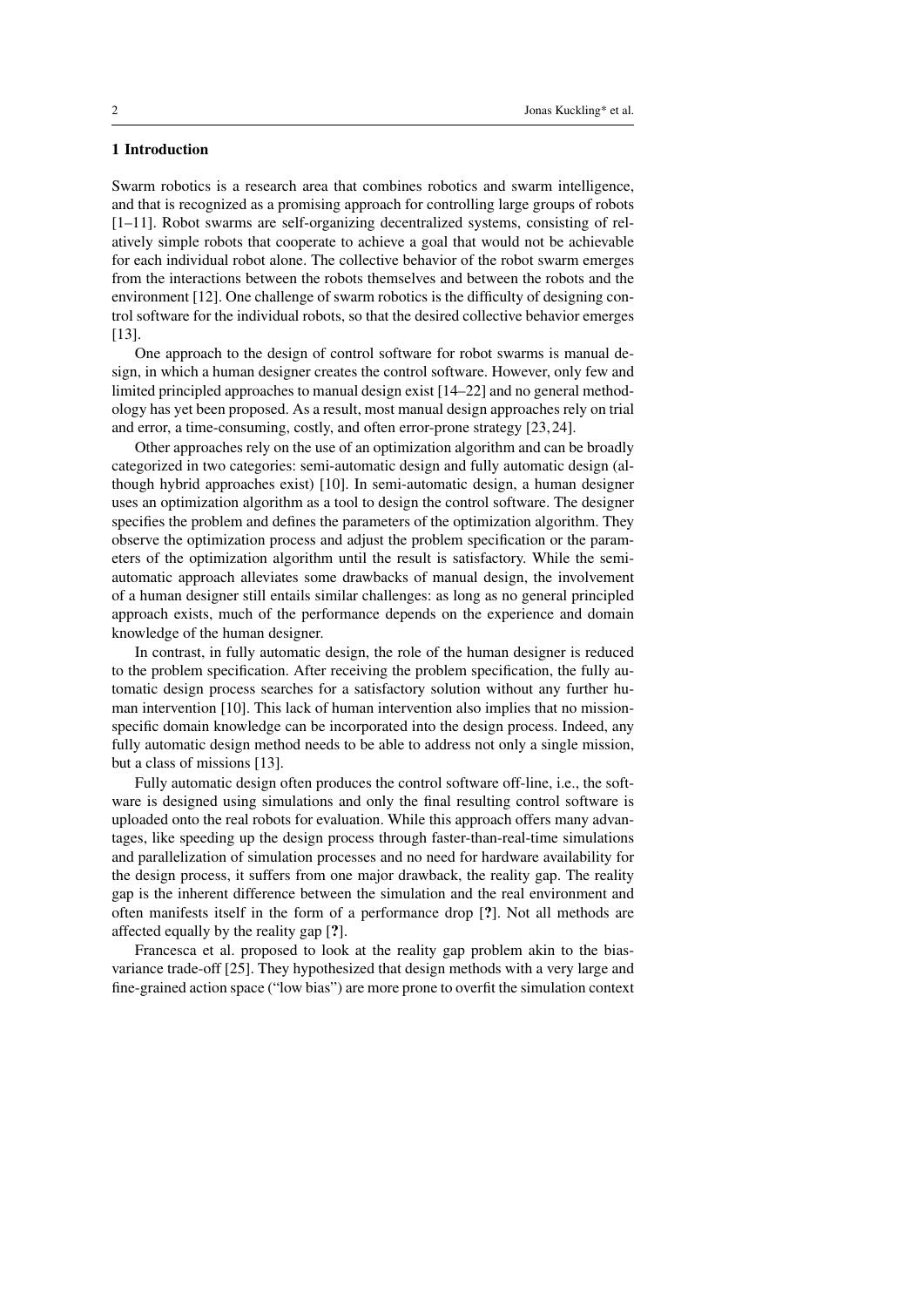## 1 Introduction

Swarm robotics is a research area that combines robotics and swarm intelligence, and that is recognized as a promising approach for controlling large groups of robots [1–11]. Robot swarms are self-organizing decentralized systems, consisting of relatively simple robots that cooperate to achieve a goal that would not be achievable for each individual robot alone. The collective behavior of the robot swarm emerges from the interactions between the robots themselves and between the robots and the environment [12]. One challenge of swarm robotics is the difficulty of designing control software for the individual robots, so that the desired collective behavior emerges [13].

One approach to the design of control software for robot swarms is manual design, in which a human designer creates the control software. However, only few and limited principled approaches to manual design exist [14–22] and no general methodology has yet been proposed. As a result, most manual design approaches rely on trial and error, a time-consuming, costly, and often error-prone strategy [23,24].

Other approaches rely on the use of an optimization algorithm and can be broadly categorized in two categories: semi-automatic design and fully automatic design (although hybrid approaches exist) [10]. In semi-automatic design, a human designer uses an optimization algorithm as a tool to design the control software. The designer specifies the problem and defines the parameters of the optimization algorithm. They observe the optimization process and adjust the problem specification or the parameters of the optimization algorithm until the result is satisfactory. While the semi-automatic approach alleviates some drawbacks of manual design, the involvement of a human designer still entails similar challenges: as long as no general principled approach exists, much of the performance depends on the experience and domain knowledge of the human designer.

In contrast, in fully automatic design, the role of the human designer is reduced to the problem specification. After receiving the problem specification, the fully automatic design process searches for a satisfactory solution without any further human intervention [10]. This lack of human intervention also implies that no mission-specific domain knowledge can be incorporated into the design process. Indeed, any fully automatic design method needs to be able to address not only a single mission, but a class of missions [13].

Fully automatic design often produces the control software off-line, i.e., the software is designed using simulations and only the final resulting control software is uploaded onto the real robots for evaluation. While this approach offers many advantages, like speeding up the design process through faster-than-real-time simulations and parallelization of simulation processes and no need for hardware availability for the design process, it suffers from one major drawback, the reality gap. The reality gap is the inherent difference between the simulation and the real environment and often manifests itself in the form of a performance drop [**?**]. Not all methods are affected equally by the reality gap [**?**].

Francesca et al. proposed to look at the reality gap problem akin to the bias-variance trade-off [25]. They hypothesized that design methods with a very large and fine-grained action space ("low bias") are more prone to overfit the simulation context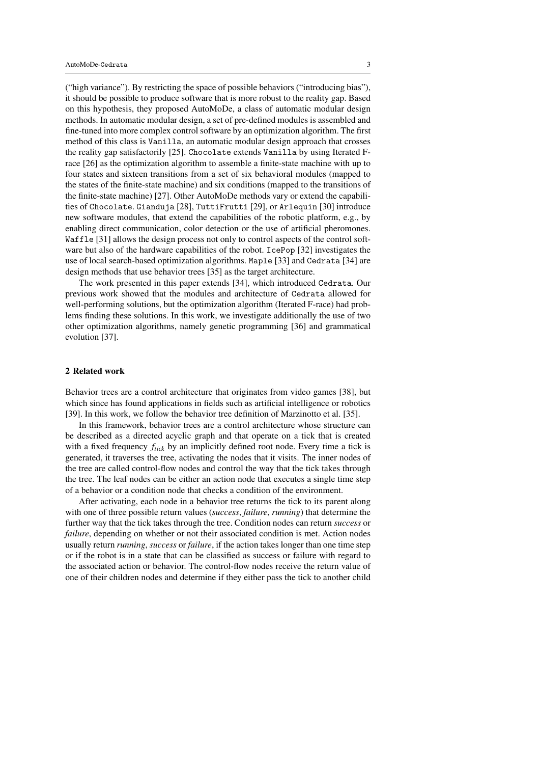("high variance"). By restricting the space of possible behaviors ("introducing bias"), it should be possible to produce software that is more robust to the reality gap. Based on this hypothesis, they proposed AutoMoDe, a class of automatic modular design methods. In automatic modular design, a set of pre-defined modules is assembled and fine-tuned into more complex control software by an optimization algorithm. The first method of this class is Vanilla, an automatic modular design approach that crosses the reality gap satisfactorily [25]. Chocolate extends Vanilla by using Iterated F-race [26] as the optimization algorithm to assemble a finite-state machine with up to four states and sixteen transitions from a set of six behavioral modules (mapped to the states of the finite-state machine) and six conditions (mapped to the transitions of the finite-state machine) [27]. Other AutoMoDe methods vary or extend the capabilities of Chocolate. Gianduja [28], TuttiFrutti [29], or Arlequin [30] introduce new software modules, that extend the capabilities of the robotic platform, e.g., by enabling direct communication, color detection or the use of artificial pheromones. Waffle [31] allows the design process not only to control aspects of the control software but also of the hardware capabilities of the robot. IcePop [32] investigates the use of local search-based optimization algorithms. Maple [33] and Cedrata [34] are design methods that use behavior trees [35] as the target architecture.

The work presented in this paper extends [34], which introduced Cedrata. Our previous work showed that the modules and architecture of Cedrata allowed for well-performing solutions, but the optimization algorithm (Iterated F-race) had problems finding these solutions. In this work, we investigate additionally the use of two other optimization algorithms, namely genetic programming [36] and grammatical evolution [37].

## 2 Related work

Behavior trees are a control architecture that originates from video games [38], but which since has found applications in fields such as artificial intelligence or robotics [39]. In this work, we follow the behavior tree definition of Marzinotto et al. [35].

In this framework, behavior trees are a control architecture whose structure can be described as a directed acyclic graph and that operate on a tick that is created with a fixed frequency $f_{tick}$ by an implicitly defined root node. Every time a tick is generated, it traverses the tree, activating the nodes that it visits. The inner nodes of the tree are called control-flow nodes and control the way that the tick takes through the tree. The leaf nodes can be either an action node that executes a single time step of a behavior or a condition node that checks a condition of the environment.

After activating, each node in a behavior tree returns the tick to its parent along with one of three possible return values (*success*, *failure*, *running*) that determine the further way that the tick takes through the tree. Condition nodes can return *success* or *failure*, depending on whether or not their associated condition is met. Action nodes usually return *running*, *success* or *failure*, if the action takes longer than one time step or if the robot is in a state that can be classified as success or failure with regard to the associated action or behavior. The control-flow nodes receive the return value of one of their children nodes and determine if they either pass the tick to another child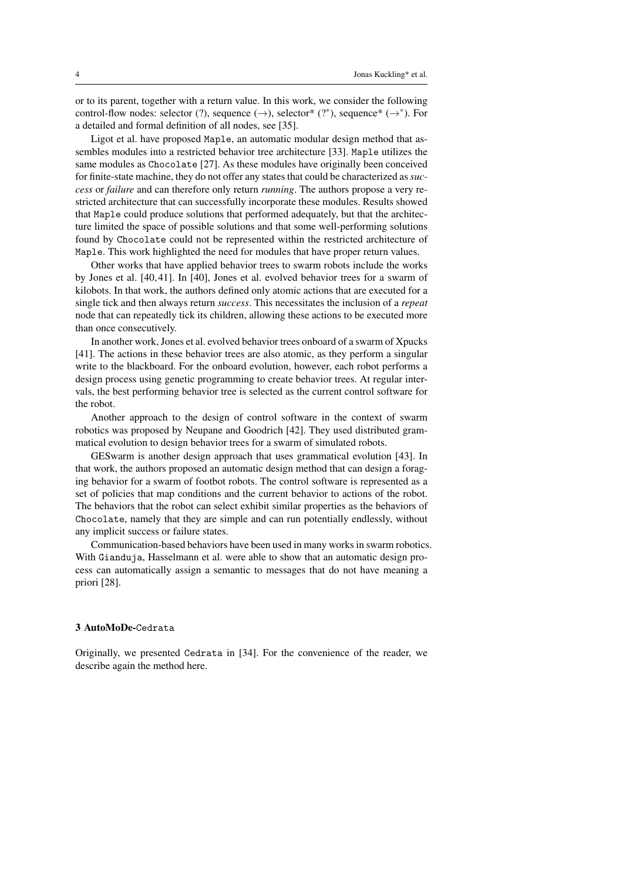or to its parent, together with a return value. In this work, we consider the following control-flow nodes: selector (?), sequence ($\rightarrow$), selector* ($?^*$), sequence* ($\rightarrow^*$). For a detailed and formal definition of all nodes, see [35].

Ligot et al. have proposed Maple, an automatic modular design method that assembles modules into a restricted behavior tree architecture [33]. Maple utilizes the same modules as Chocolate [27]. As these modules have originally been conceived for finite-state machine, they do not offer any states that could be characterized as *success* or *failure* and can therefore only return *running*. The authors propose a very restricted architecture that can successfully incorporate these modules. Results showed that Maple could produce solutions that performed adequately, but that the architecture limited the space of possible solutions and that some well-performing solutions found by Chocolate could not be represented within the restricted architecture of Maple. This work highlighted the need for modules that have proper return values.

Other works that have applied behavior trees to swarm robots include the works by Jones et al. [40,41]. In [40], Jones et al. evolved behavior trees for a swarm of kilobots. In that work, the authors defined only atomic actions that are executed for a single tick and then always return *success*. This necessitates the inclusion of a *repeat* node that can repeatedly tick its children, allowing these actions to be executed more than once consecutively.

In another work, Jones et al. evolved behavior trees onboard of a swarm of Xpucks [41]. The actions in these behavior trees are also atomic, as they perform a singular write to the blackboard. For the onboard evolution, however, each robot performs a design process using genetic programming to create behavior trees. At regular intervals, the best performing behavior tree is selected as the current control software for the robot.

Another approach to the design of control software in the context of swarm robotics was proposed by Neupane and Goodrich [42]. They used distributed grammatical evolution to design behavior trees for a swarm of simulated robots.

GESwarm is another design approach that uses grammatical evolution [43]. In that work, the authors proposed an automatic design method that can design a foraging behavior for a swarm of footbot robots. The control software is represented as a set of policies that map conditions and the current behavior to actions of the robot. The behaviors that the robot can select exhibit similar properties as the behaviors of Chocolate, namely that they are simple and can run potentially endlessly, without any implicit success or failure states.

Communication-based behaviors have been used in many works in swarm robotics. With Gianduja, Hasselmann et al. were able to show that an automatic design process can automatically assign a semantic to messages that do not have meaning a priori [28].

## 3 AutoMoDe-Cedrata

Originally, we presented Cedrata in [34]. For the convenience of the reader, we describe again the method here.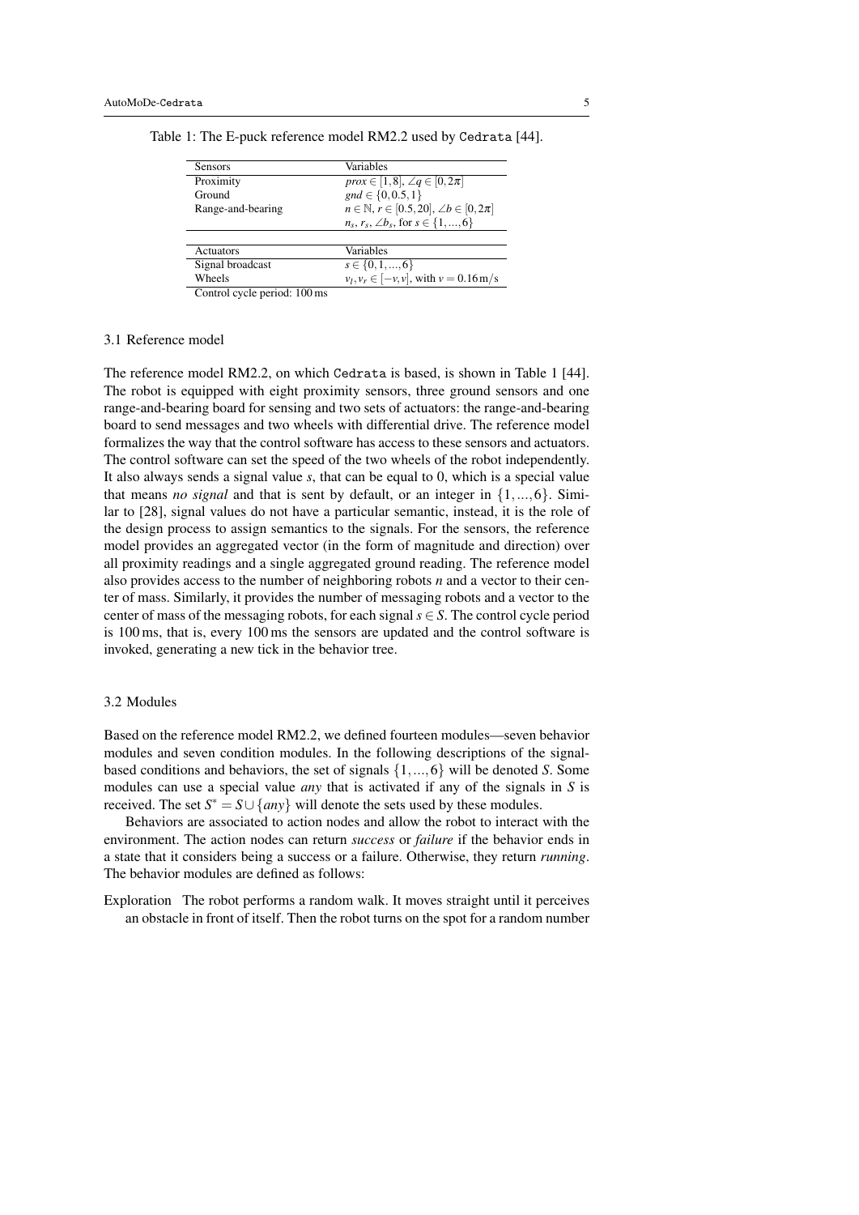Table 1: The E-puck reference model RM2.2 used by Cedrata [44].

| Sensors | Variables |
| --- | --- |
| Proximity | $prox \in [1,8]$, $\angle q \in [0,2\pi]$ |
| Ground | $gnd \in \{0, 0.5, 1\}$ |
| Range-and-bearing | $n \in \mathbb{N}$, $r \in [0.5, 20]$, $\angle b \in [0,2\pi]$ |
| | $n_s$, $r_s$, $\angle b_s$, for $s \in \{1, ..., 6\}$ |
| **Actuators** | **Variables** |
| Signal broadcast | $s \in \{0, 1, ..., 6\}$ |
| Wheels | $v_l, v_r \in [-v, v]$, with $v = 0.16\,\mathrm{m/s}$ |

Control cycle period: 100 ms

### 3.1 Reference model

The reference model RM2.2, on which Cedrata is based, is shown in Table 1 [44]. The robot is equipped with eight proximity sensors, three ground sensors and one range-and-bearing board for sensing and two sets of actuators: the range-and-bearing board to send messages and two wheels with differential drive. The reference model formalizes the way that the control software has access to these sensors and actuators. The control software can set the speed of the two wheels of the robot independently. It also always sends a signal value $s$, that can be equal to 0, which is a special value that means *no signal* and that is sent by default, or an integer in $\{1, ..., 6\}$. Similar to [28], signal values do not have a particular semantic, instead, it is the role of the design process to assign semantics to the signals. For the sensors, the reference model provides an aggregated vector (in the form of magnitude and direction) over all proximity readings and a single aggregated ground reading. The reference model also provides access to the number of neighboring robots $n$ and a vector to their center of mass. Similarly, it provides the number of messaging robots and a vector to the center of mass of the messaging robots, for each signal $s \in S$. The control cycle period is 100 ms, that is, every 100 ms the sensors are updated and the control software is invoked, generating a new tick in the behavior tree.

### 3.2 Modules

Based on the reference model RM2.2, we defined fourteen modules—seven behavior modules and seven condition modules. In the following descriptions of the signal-based conditions and behaviors, the set of signals $\{1, ..., 6\}$ will be denoted $S$. Some modules can use a special value *any* that is activated if any of the signals in $S$ is received. The set $S^* = S \cup \{any\}$ will denote the sets used by these modules.

Behaviors are associated to action nodes and allow the robot to interact with the environment. The action nodes can return *success* or *failure* if the behavior ends in a state that it considers being a success or a failure. Otherwise, they return *running*. The behavior modules are defined as follows:

Exploration The robot performs a random walk. It moves straight until it perceives an obstacle in front of itself. Then the robot turns on the spot for a random number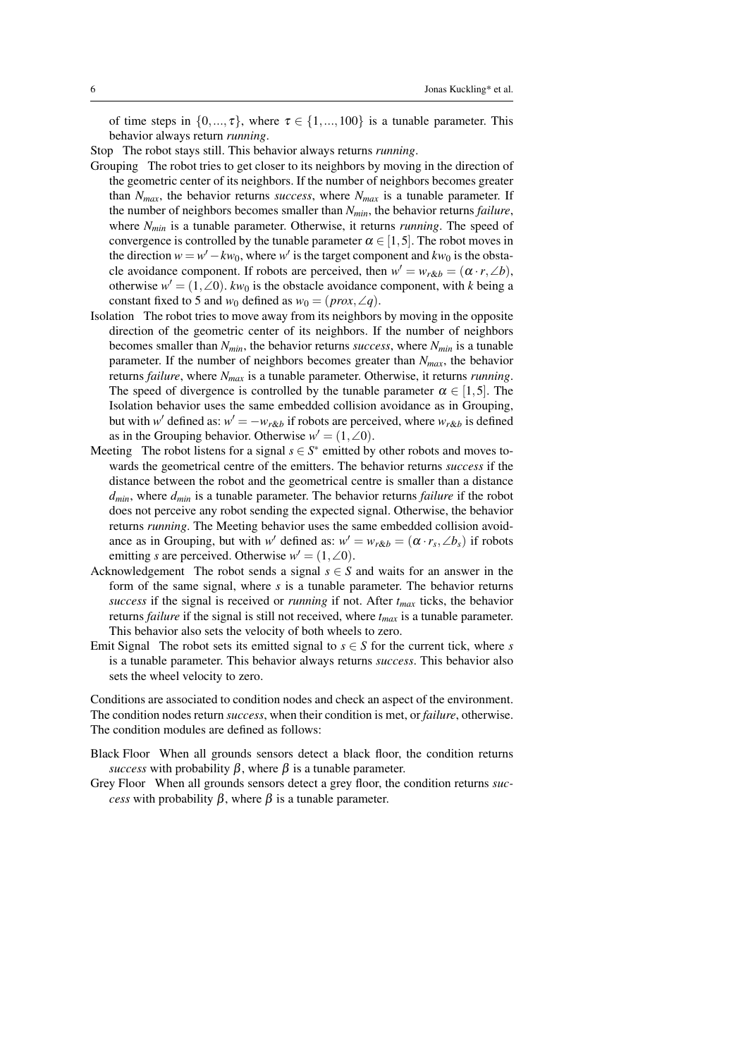of time steps in $\{0,...,\tau\}$, where $\tau \in \{1,...,100\}$ is a tunable parameter. This behavior always return *running*.

Stop The robot stays still. This behavior always returns *running*.

Grouping The robot tries to get closer to its neighbors by moving in the direction of the geometric center of its neighbors. If the number of neighbors becomes greater than $N_{max}$, the behavior returns *success*, where $N_{max}$ is a tunable parameter. If the number of neighbors becomes smaller than $N_{min}$, the behavior returns *failure*, where $N_{min}$ is a tunable parameter. Otherwise, it returns *running*. The speed of convergence is controlled by the tunable parameter $\alpha \in [1,5]$. The robot moves in the direction $w = w' - kw_0$, where $w'$ is the target component and $kw_0$ is the obstacle avoidance component. If robots are perceived, then $w' = w_{r\&b} = (\alpha \cdot r, \angle b)$, otherwise $w' = (1, \angle 0)$. $kw_0$ is the obstacle avoidance component, with $k$ being a constant fixed to 5 and $w_0$ defined as $w_0 = (prox, \angle q)$.

Isolation The robot tries to move away from its neighbors by moving in the opposite direction of the geometric center of its neighbors. If the number of neighbors becomes smaller than $N_{min}$, the behavior returns *success*, where $N_{min}$ is a tunable parameter. If the number of neighbors becomes greater than $N_{max}$, the behavior returns *failure*, where $N_{max}$ is a tunable parameter. Otherwise, it returns *running*. The speed of divergence is controlled by the tunable parameter $\alpha \in [1,5]$. The Isolation behavior uses the same embedded collision avoidance as in Grouping, but with $w'$ defined as: $w' = -w_{r\&b}$ if robots are perceived, where $w_{r\&b}$ is defined as in the Grouping behavior. Otherwise $w' = (1, \angle 0)$.

Meeting The robot listens for a signal $s \in S^*$ emitted by other robots and moves towards the geometrical centre of the emitters. The behavior returns *success* if the distance between the robot and the geometrical centre is smaller than a distance $d_{min}$, where $d_{min}$ is a tunable parameter. The behavior returns *failure* if the robot does not perceive any robot sending the expected signal. Otherwise, the behavior returns *running*. The Meeting behavior uses the same embedded collision avoidance as in Grouping, but with $w'$ defined as: $w' = w_{r\&b} = (\alpha \cdot r_s, \angle b_s)$ if robots emitting $s$ are perceived. Otherwise $w' = (1, \angle 0)$.

Acknowledgement The robot sends a signal $s \in S$ and waits for an answer in the form of the same signal, where $s$ is a tunable parameter. The behavior returns *success* if the signal is received or *running* if not. After $t_{max}$ ticks, the behavior returns *failure* if the signal is still not received, where $t_{max}$ is a tunable parameter. This behavior also sets the velocity of both wheels to zero.

Emit Signal The robot sets its emitted signal to $s \in S$ for the current tick, where $s$ is a tunable parameter. This behavior always returns *success*. This behavior also sets the wheel velocity to zero.

Conditions are associated to condition nodes and check an aspect of the environment. The condition nodes return *success*, when their condition is met, or *failure*, otherwise. The condition modules are defined as follows:

Black Floor When all grounds sensors detect a black floor, the condition returns *success* with probability $\beta$, where $\beta$ is a tunable parameter.

Grey Floor When all grounds sensors detect a grey floor, the condition returns *success* with probability $\beta$, where $\beta$ is a tunable parameter.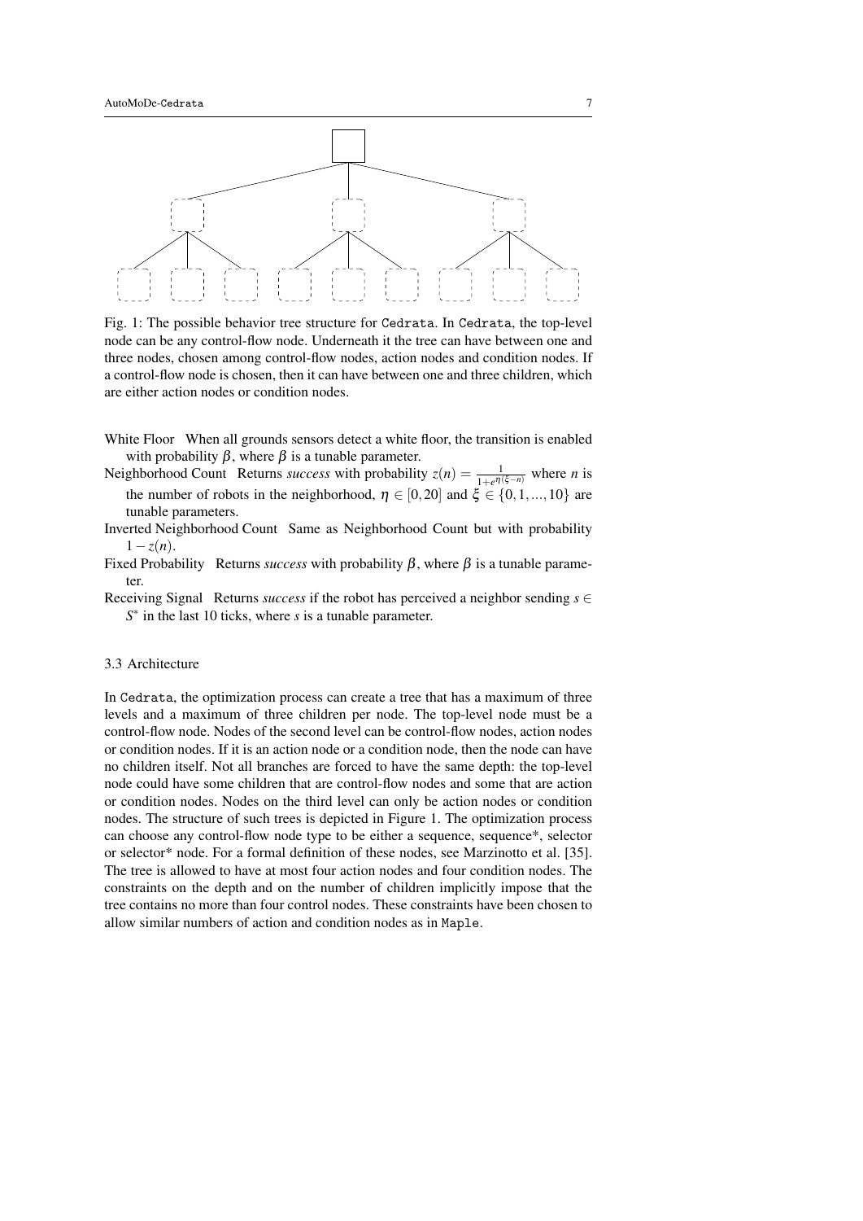Fig. 1: The possible behavior tree structure for Cedrata. In Cedrata, the top-level node can be any control-flow node. Underneath it the tree can have between one and three nodes, chosen among control-flow nodes, action nodes and condition nodes. If a control-flow node is chosen, then it can have between one and three children, which are either action nodes or condition nodes.

White Floor   When all grounds sensors detect a white floor, the transition is enabled with probability $\beta$, where $\beta$ is a tunable parameter.

Neighborhood Count   Returns *success* with probability $z(n) = \frac{1}{1+e^{\eta(\xi-n)}}$ where $n$ is the number of robots in the neighborhood, $\eta \in [0,20]$ and $\xi \in \{0,1,...,10\}$ are tunable parameters.

Inverted Neighborhood Count   Same as Neighborhood Count but with probability $1-z(n)$.

Fixed Probability   Returns *success* with probability $\beta$, where $\beta$ is a tunable parameter.

Receiving Signal   Returns *success* if the robot has perceived a neighbor sending $s \in S^*$ in the last 10 ticks, where $s$ is a tunable parameter.

### 3.3 Architecture

In Cedrata, the optimization process can create a tree that has a maximum of three levels and a maximum of three children per node. The top-level node must be a control-flow node. Nodes of the second level can be control-flow nodes, action nodes or condition nodes. If it is an action node or a condition node, then the node can have no children itself. Not all branches are forced to have the same depth: the top-level node could have some children that are control-flow nodes and some that are action or condition nodes. Nodes on the third level can only be action nodes or condition nodes. The structure of such trees is depicted in Figure 1. The optimization process can choose any control-flow node type to be either a sequence, sequence*, selector or selector* node. For a formal definition of these nodes, see Marzinotto et al. [35]. The tree is allowed to have at most four action nodes and four condition nodes. The constraints on the depth and on the number of children implicitly impose that the tree contains no more than four control nodes. These constraints have been chosen to allow similar numbers of action and condition nodes as in Maple.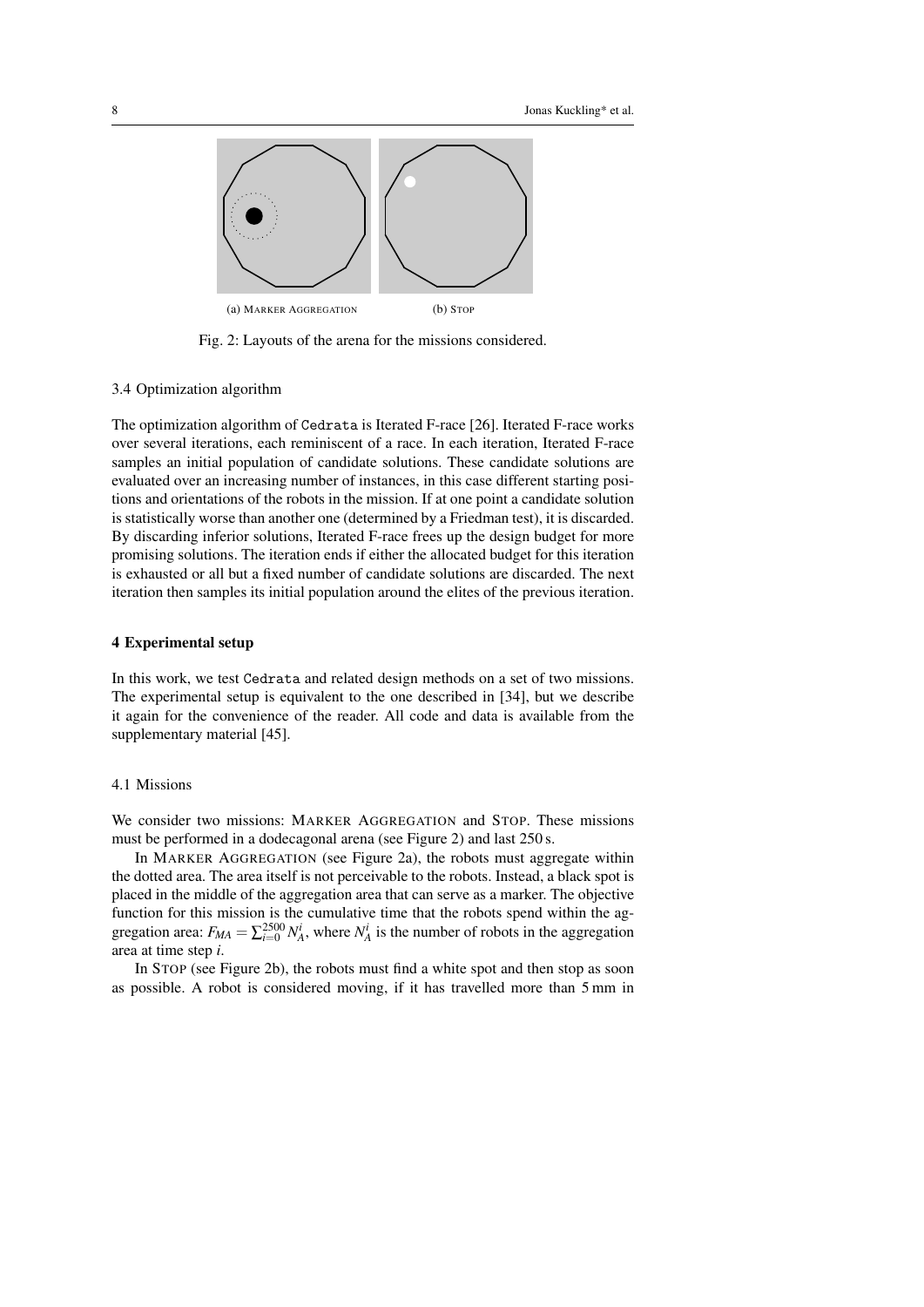(a) MARKER AGGREGATION (b) STOP

Fig. 2: Layouts of the arena for the missions considered.

### 3.4 Optimization algorithm

The optimization algorithm of Cedrata is Iterated F-race [26]. Iterated F-race works over several iterations, each reminiscent of a race. In each iteration, Iterated F-race samples an initial population of candidate solutions. These candidate solutions are evaluated over an increasing number of instances, in this case different starting positions and orientations of the robots in the mission. If at one point a candidate solution is statistically worse than another one (determined by a Friedman test), it is discarded. By discarding inferior solutions, Iterated F-race frees up the design budget for more promising solutions. The iteration ends if either the allocated budget for this iteration is exhausted or all but a fixed number of candidate solutions are discarded. The next iteration then samples its initial population around the elites of the previous iteration.

## 4 Experimental setup

In this work, we test Cedrata and related design methods on a set of two missions. The experimental setup is equivalent to the one described in [34], but we describe it again for the convenience of the reader. All code and data is available from the supplementary material [45].

### 4.1 Missions

We consider two missions: MARKER AGGREGATION and STOP. These missions must be performed in a dodecagonal arena (see Figure 2) and last 250 s.

In MARKER AGGREGATION (see Figure 2a), the robots must aggregate within the dotted area. The area itself is not perceivable to the robots. Instead, a black spot is placed in the middle of the aggregation area that can serve as a marker. The objective function for this mission is the cumulative time that the robots spend within the aggregation area: $F_{MA} = \sum_{i=0}^{2500} N_A^i$, where $N_A^i$ is the number of robots in the aggregation area at time step $i$.

In STOP (see Figure 2b), the robots must find a white spot and then stop as soon as possible. A robot is considered moving, if it has travelled more than 5 mm in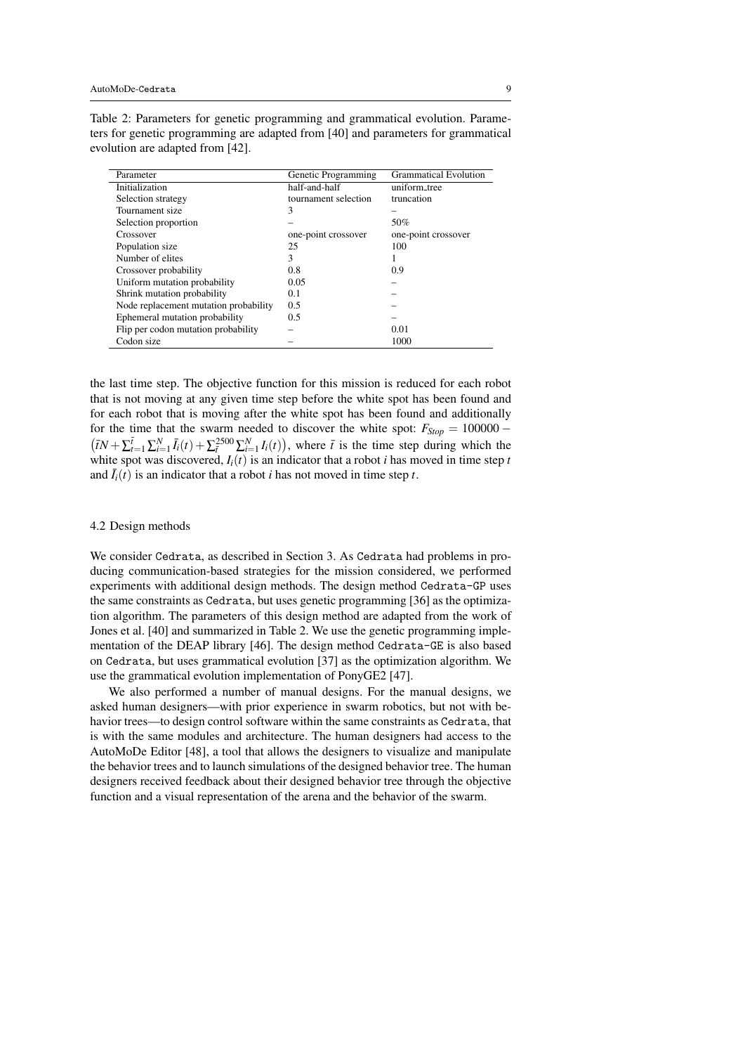Table 2: Parameters for genetic programming and grammatical evolution. Parameters for genetic programming are adapted from [40] and parameters for grammatical evolution are adapted from [42].

| Parameter | Genetic Programming | Grammatical Evolution |
|---|---|---|
| Initialization | half-and-half | uniform_tree |
| Selection strategy | tournament selection | truncation |
| Tournament size | 3 | – |
| Selection proportion | – | 50% |
| Crossover | one-point crossover | one-point crossover |
| Population size | 25 | 100 |
| Number of elites | 3 | 1 |
| Crossover probability | 0.8 | 0.9 |
| Uniform mutation probability | 0.05 | – |
| Shrink mutation probability | 0.1 | – |
| Node replacement mutation probability | 0.5 | – |
| Ephemeral mutation probability | 0.5 | – |
| Flip per codon mutation probability | – | 0.01 |
| Codon size | – | 1000 |

the last time step. The objective function for this mission is reduced for each robot that is not moving at any given time step before the white spot has been found and for each robot that is moving after the white spot has been found and additionally for the time that the swarm needed to discover the white spot: $F_{Stop} = 100000 - \left(\bar{t}N + \sum_{t=1}^{\bar{t}} \sum_{i=1}^{N} \bar{I}_i(t) + \sum_{\bar{t}}^{2500} \sum_{i=1}^{N} I_i(t)\right)$, where $\bar{t}$ is the time step during which the white spot was discovered, $I_i(t)$ is an indicator that a robot $i$ has moved in time step $t$ and $\bar{I}_i(t)$ is an indicator that a robot $i$ has not moved in time step $t$.

### 4.2 Design methods

We consider Cedrata, as described in Section 3. As Cedrata had problems in producing communication-based strategies for the mission considered, we performed experiments with additional design methods. The design method Cedrata-GP uses the same constraints as Cedrata, but uses genetic programming [36] as the optimization algorithm. The parameters of this design method are adapted from the work of Jones et al. [40] and summarized in Table 2. We use the genetic programming implementation of the DEAP library [46]. The design method Cedrata-GE is also based on Cedrata, but uses grammatical evolution [37] as the optimization algorithm. We use the grammatical evolution implementation of PonyGE2 [47].

We also performed a number of manual designs. For the manual designs, we asked human designers—with prior experience in swarm robotics, but not with behavior trees—to design control software within the same constraints as Cedrata, that is with the same modules and architecture. The human designers had access to the AutoMoDe Editor [48], a tool that allows the designers to visualize and manipulate the behavior trees and to launch simulations of the designed behavior tree. The human designers received feedback about their designed behavior tree through the objective function and a visual representation of the arena and the behavior of the swarm.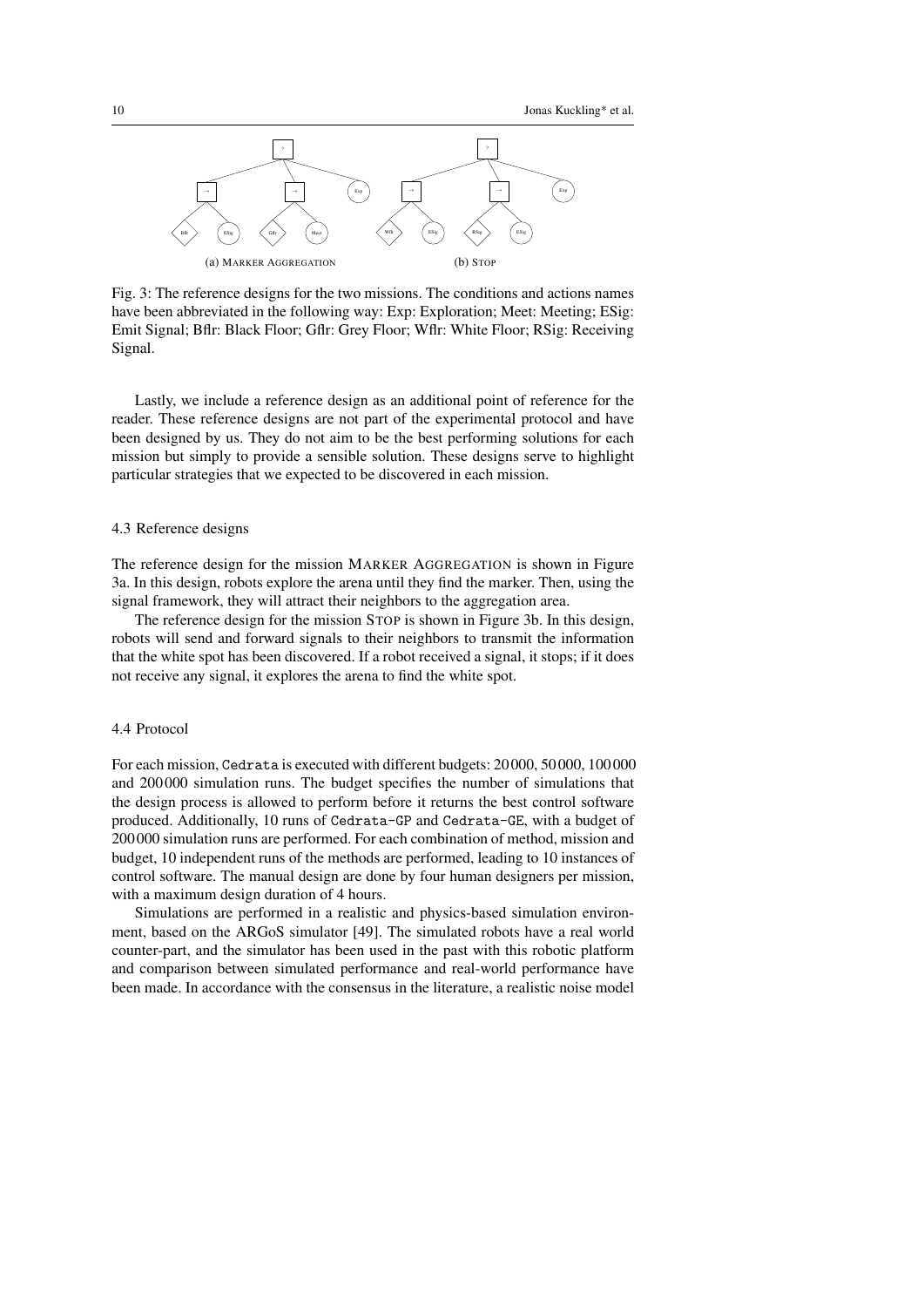(a) MARKER AGGREGATION (b) STOP

Fig. 3: The reference designs for the two missions. The conditions and actions names have been abbreviated in the following way: Exp: Exploration; Meet: Meeting; ESig: Emit Signal; Bflr: Black Floor; Gflr: Grey Floor; Wflr: White Floor; RSig: Receiving Signal.

Lastly, we include a reference design as an additional point of reference for the reader. These reference designs are not part of the experimental protocol and have been designed by us. They do not aim to be the best performing solutions for each mission but simply to provide a sensible solution. These designs serve to highlight particular strategies that we expected to be discovered in each mission.

### 4.3 Reference designs

The reference design for the mission MARKER AGGREGATION is shown in Figure 3a. In this design, robots explore the arena until they find the marker. Then, using the signal framework, they will attract their neighbors to the aggregation area.

The reference design for the mission STOP is shown in Figure 3b. In this design, robots will send and forward signals to their neighbors to transmit the information that the white spot has been discovered. If a robot received a signal, it stops; if it does not receive any signal, it explores the arena to find the white spot.

### 4.4 Protocol

For each mission, Cedrata is executed with different budgets: 20000, 50000, 100000 and 200000 simulation runs. The budget specifies the number of simulations that the design process is allowed to perform before it returns the best control software produced. Additionally, 10 runs of Cedrata-GP and Cedrata-GE, with a budget of 200000 simulation runs are performed. For each combination of method, mission and budget, 10 independent runs of the methods are performed, leading to 10 instances of control software. The manual design are done by four human designers per mission, with a maximum design duration of 4 hours.

Simulations are performed in a realistic and physics-based simulation environment, based on the ARGoS simulator [49]. The simulated robots have a real world counter-part, and the simulator has been used in the past with this robotic platform and comparison between simulated performance and real-world performance have been made. In accordance with the consensus in the literature, a realistic noise model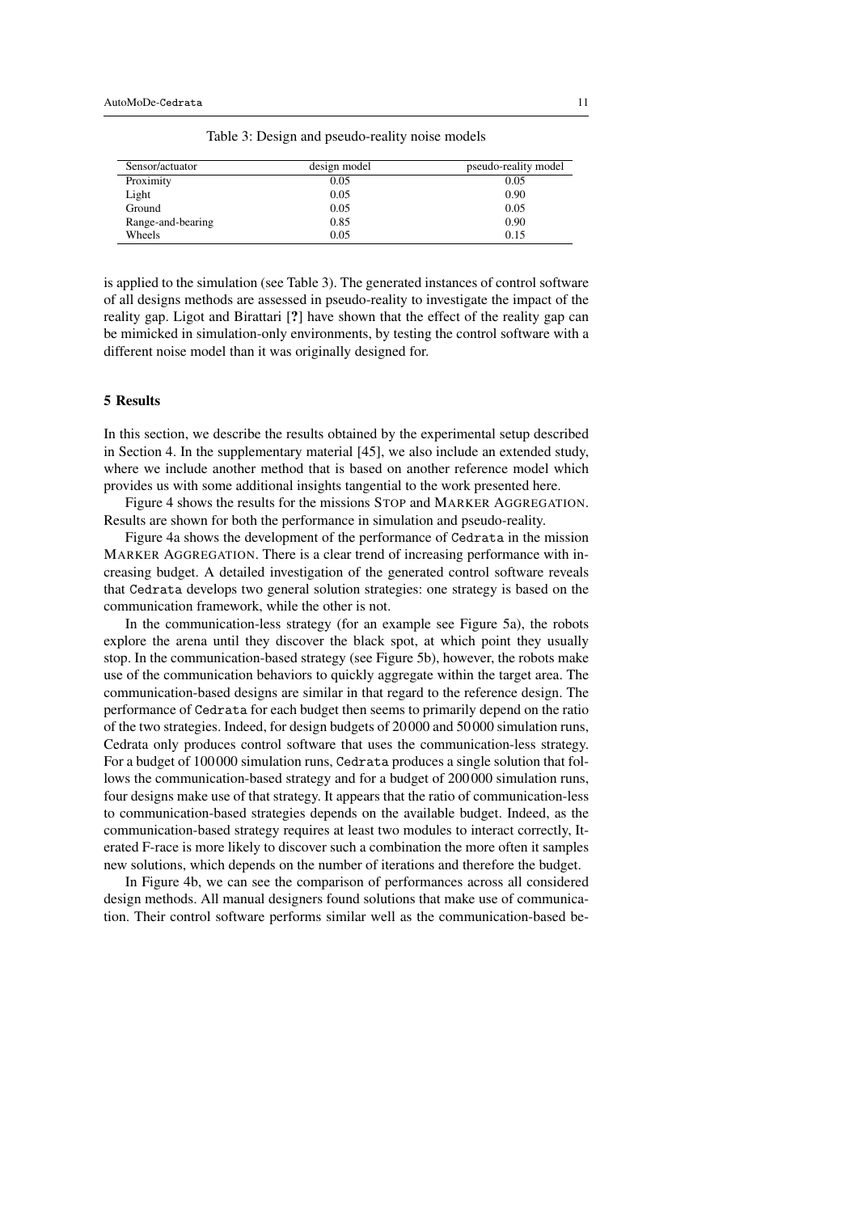Table 3: Design and pseudo-reality noise models

| Sensor/actuator | design model | pseudo-reality model |
|---|---|---|
| Proximity | 0.05 | 0.05 |
| Light | 0.05 | 0.90 |
| Ground | 0.05 | 0.05 |
| Range-and-bearing | 0.85 | 0.90 |
| Wheels | 0.05 | 0.15 |

is applied to the simulation (see Table 3). The generated instances of control software of all designs methods are assessed in pseudo-reality to investigate the impact of the reality gap. Ligot and Birattari [?] have shown that the effect of the reality gap can be mimicked in simulation-only environments, by testing the control software with a different noise model than it was originally designed for.

## 5 Results

In this section, we describe the results obtained by the experimental setup described in Section 4. In the supplementary material [45], we also include an extended study, where we include another method that is based on another reference model which provides us with some additional insights tangential to the work presented here.

Figure 4 shows the results for the missions STOP and MARKER AGGREGATION. Results are shown for both the performance in simulation and pseudo-reality.

Figure 4a shows the development of the performance of `Cedrata` in the mission MARKER AGGREGATION. There is a clear trend of increasing performance with increasing budget. A detailed investigation of the generated control software reveals that `Cedrata` develops two general solution strategies: one strategy is based on the communication framework, while the other is not.

In the communication-less strategy (for an example see Figure 5a), the robots explore the arena until they discover the black spot, at which point they usually stop. In the communication-based strategy (see Figure 5b), however, the robots make use of the communication behaviors to quickly aggregate within the target area. The communication-based designs are similar in that regard to the reference design. The performance of `Cedrata` for each budget then seems to primarily depend on the ratio of the two strategies. Indeed, for design budgets of 20 000 and 50 000 simulation runs, Cedrata only produces control software that uses the communication-less strategy. For a budget of 100 000 simulation runs, `Cedrata` produces a single solution that follows the communication-based strategy and for a budget of 200 000 simulation runs, four designs make use of that strategy. It appears that the ratio of communication-less to communication-based strategies depends on the available budget. Indeed, as the communication-based strategy requires at least two modules to interact correctly, Iterated F-race is more likely to discover such a combination the more often it samples new solutions, which depends on the number of iterations and therefore the budget.

In Figure 4b, we can see the comparison of performances across all considered design methods. All manual designers found solutions that make use of communication. Their control software performs similar well as the communication-based be-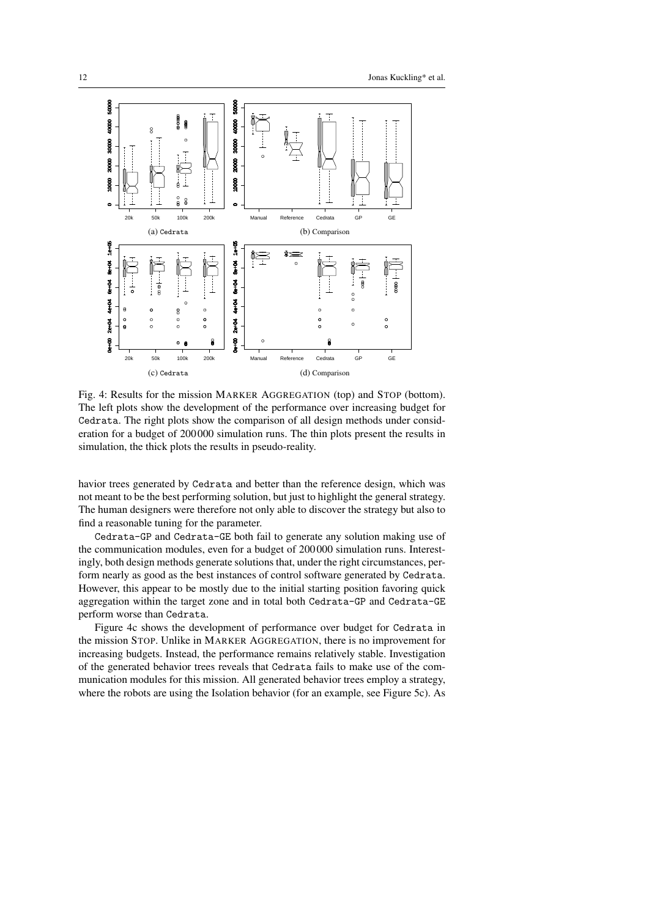Fig. 4: Results for the mission MARKER AGGREGATION (top) and STOP (bottom). The left plots show the development of the performance over increasing budget for Cedrata. The right plots show the comparison of all design methods under consideration for a budget of 200 000 simulation runs. The thin plots present the results in simulation, the thick plots the results in pseudo-reality.

havior trees generated by Cedrata and better than the reference design, which was not meant to be the best performing solution, but just to highlight the general strategy. The human designers were therefore not only able to discover the strategy but also to find a reasonable tuning for the parameter.

Cedrata-GP and Cedrata-GE both fail to generate any solution making use of the communication modules, even for a budget of 200 000 simulation runs. Interestingly, both design methods generate solutions that, under the right circumstances, perform nearly as good as the best instances of control software generated by Cedrata. However, this appear to be mostly due to the initial starting position favoring quick aggregation within the target zone and in total both Cedrata-GP and Cedrata-GE perform worse than Cedrata.

Figure 4c shows the development of performance over budget for Cedrata in the mission STOP. Unlike in MARKER AGGREGATION, there is no improvement for increasing budgets. Instead, the performance remains relatively stable. Investigation of the generated behavior trees reveals that Cedrata fails to make use of the communication modules for this mission. All generated behavior trees employ a strategy, where the robots are using the Isolation behavior (for an example, see Figure 5c). As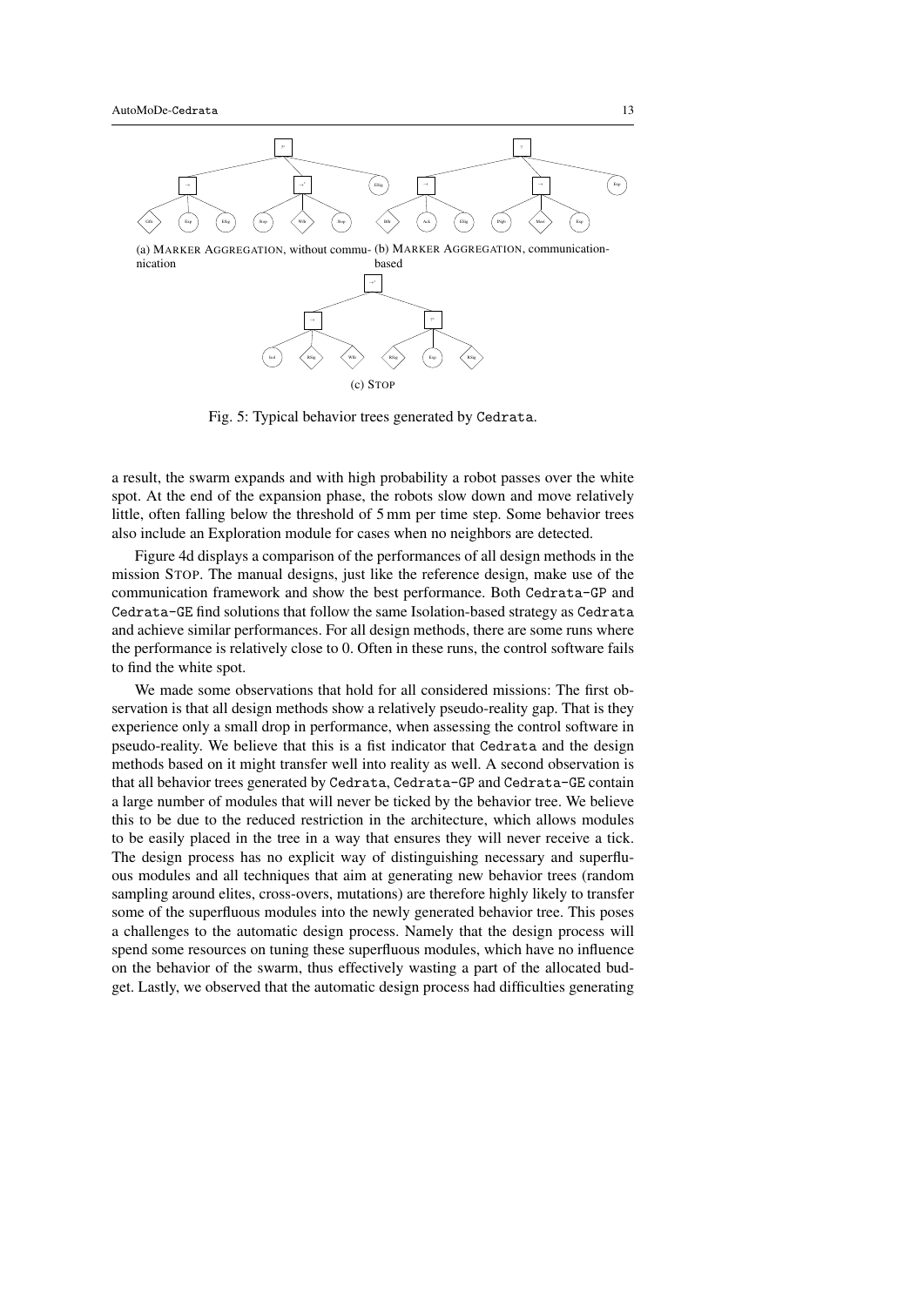(a) MARKER AGGREGATION, without communication

(b) MARKER AGGREGATION, communication-based

(c) STOP

Fig. 5: Typical behavior trees generated by Cedrata.

a result, the swarm expands and with high probability a robot passes over the white spot. At the end of the expansion phase, the robots slow down and move relatively little, often falling below the threshold of 5 mm per time step. Some behavior trees also include an Exploration module for cases when no neighbors are detected.

Figure 4d displays a comparison of the performances of all design methods in the mission STOP. The manual designs, just like the reference design, make use of the communication framework and show the best performance. Both Cedrata-GP and Cedrata-GE find solutions that follow the same Isolation-based strategy as Cedrata and achieve similar performances. For all design methods, there are some runs where the performance is relatively close to 0. Often in these runs, the control software fails to find the white spot.

We made some observations that hold for all considered missions: The first observation is that all design methods show a relatively pseudo-reality gap. That is they experience only a small drop in performance, when assessing the control software in pseudo-reality. We believe that this is a fist indicator that Cedrata and the design methods based on it might transfer well into reality as well. A second observation is that all behavior trees generated by Cedrata, Cedrata-GP and Cedrata-GE contain a large number of modules that will never be ticked by the behavior tree. We believe this to be due to the reduced restriction in the architecture, which allows modules to be easily placed in the tree in a way that ensures they will never receive a tick. The design process has no explicit way of distinguishing necessary and superfluous modules and all techniques that aim at generating new behavior trees (random sampling around elites, cross-overs, mutations) are therefore highly likely to transfer some of the superfluous modules into the newly generated behavior tree. This poses a challenges to the automatic design process. Namely that the design process will spend some resources on tuning these superfluous modules, which have no influence on the behavior of the swarm, thus effectively wasting a part of the allocated budget. Lastly, we observed that the automatic design process had difficulties generating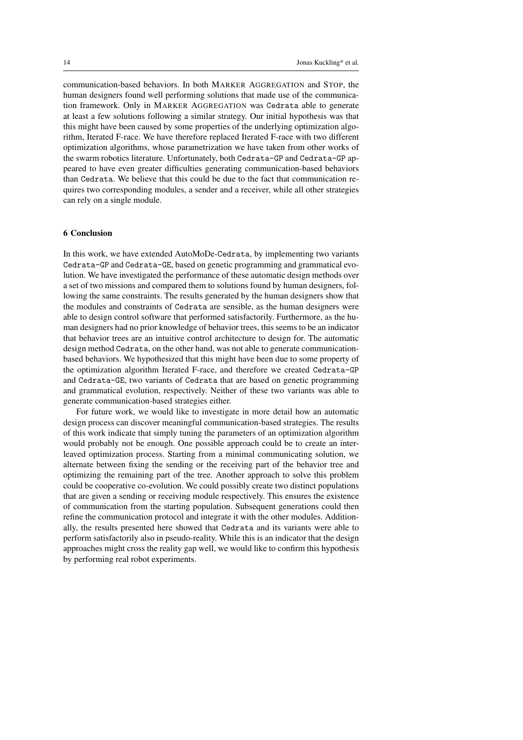communication-based behaviors. In both MARKER AGGREGATION and STOP, the human designers found well performing solutions that made use of the communication framework. Only in MARKER AGGREGATION was Cedrata able to generate at least a few solutions following a similar strategy. Our initial hypothesis was that this might have been caused by some properties of the underlying optimization algorithm, Iterated F-race. We have therefore replaced Iterated F-race with two different optimization algorithms, whose parametrization we have taken from other works of the swarm robotics literature. Unfortunately, both Cedrata-GP and Cedrata-GP appeared to have even greater difficulties generating communication-based behaviors than Cedrata. We believe that this could be due to the fact that communication requires two corresponding modules, a sender and a receiver, while all other strategies can rely on a single module.

## 6 Conclusion

In this work, we have extended AutoMoDe-Cedrata, by implementing two variants Cedrata-GP and Cedrata-GE, based on genetic programming and grammatical evolution. We have investigated the performance of these automatic design methods over a set of two missions and compared them to solutions found by human designers, following the same constraints. The results generated by the human designers show that the modules and constraints of Cedrata are sensible, as the human designers were able to design control software that performed satisfactorily. Furthermore, as the human designers had no prior knowledge of behavior trees, this seems to be an indicator that behavior trees are an intuitive control architecture to design for. The automatic design method Cedrata, on the other hand, was not able to generate communication-based behaviors. We hypothesized that this might have been due to some property of the optimization algorithm Iterated F-race, and therefore we created Cedrata-GP and Cedrata-GE, two variants of Cedrata that are based on genetic programming and grammatical evolution, respectively. Neither of these two variants was able to generate communication-based strategies either.

For future work, we would like to investigate in more detail how an automatic design process can discover meaningful communication-based strategies. The results of this work indicate that simply tuning the parameters of an optimization algorithm would probably not be enough. One possible approach could be to create an interleaved optimization process. Starting from a minimal communicating solution, we alternate between fixing the sending or the receiving part of the behavior tree and optimizing the remaining part of the tree. Another approach to solve this problem could be cooperative co-evolution. We could possibly create two distinct populations that are given a sending or receiving module respectively. This ensures the existence of communication from the starting population. Subsequent generations could then refine the communication protocol and integrate it with the other modules. Additionally, the results presented here showed that Cedrata and its variants were able to perform satisfactorily also in pseudo-reality. While this is an indicator that the design approaches might cross the reality gap well, we would like to confirm this hypothesis by performing real robot experiments.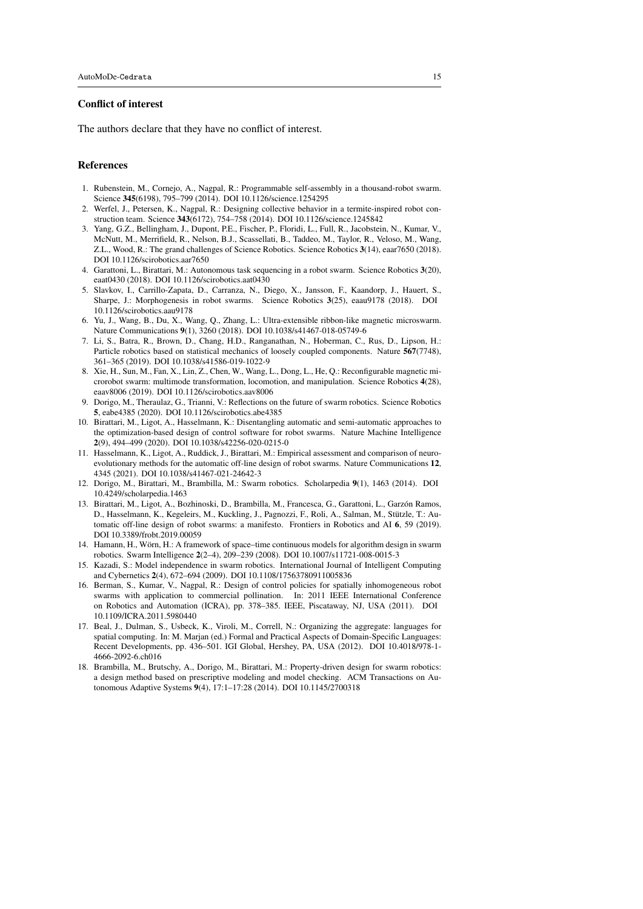## Conflict of interest

The authors declare that they have no conflict of interest.

## References

1. Rubenstein, M., Cornejo, A., Nagpal, R.: Programmable self-assembly in a thousand-robot swarm. Science **345**(6198), 795–799 (2014). DOI 10.1126/science.1254295
2. Werfel, J., Petersen, K., Nagpal, R.: Designing collective behavior in a termite-inspired robot construction team. Science **343**(6172), 754–758 (2014). DOI 10.1126/science.1245842
3. Yang, G.Z., Bellingham, J., Dupont, P.E., Fischer, P., Floridi, L., Full, R., Jacobstein, N., Kumar, V., McNutt, M., Merrifield, R., Nelson, B.J., Scassellati, B., Taddeo, M., Taylor, R., Veloso, M., Wang, Z.L., Wood, R.: The grand challenges of Science Robotics. Science Robotics **3**(14), eaar7650 (2018). DOI 10.1126/scirobotics.aar7650
4. Garattoni, L., Birattari, M.: Autonomous task sequencing in a robot swarm. Science Robotics **3**(20), eaat0430 (2018). DOI 10.1126/scirobotics.aat0430
5. Slavkov, I., Carrillo-Zapata, D., Carranza, N., Diego, X., Jansson, F., Kaandorp, J., Hauert, S., Sharpe, J.: Morphogenesis in robot swarms. Science Robotics **3**(25), eaau9178 (2018). DOI 10.1126/scirobotics.aau9178
6. Yu, J., Wang, B., Du, X., Wang, Q., Zhang, L.: Ultra-extensible ribbon-like magnetic microswarm. Nature Communications **9**(1), 3260 (2018). DOI 10.1038/s41467-018-05749-6
7. Li, S., Batra, R., Brown, D., Chang, H.D., Ranganathan, N., Hoberman, C., Rus, D., Lipson, H.: Particle robotics based on statistical mechanics of loosely coupled components. Nature **567**(7748), 361–365 (2019). DOI 10.1038/s41586-019-1022-9
8. Xie, H., Sun, M., Fan, X., Lin, Z., Chen, W., Wang, L., Dong, L., He, Q.: Reconfigurable magnetic microrobot swarm: multimode transformation, locomotion, and manipulation. Science Robotics **4**(28), eaav8006 (2019). DOI 10.1126/scirobotics.aav8006
9. Dorigo, M., Theraulaz, G., Trianni, V.: Reflections on the future of swarm robotics. Science Robotics **5**, eabe4385 (2020). DOI 10.1126/scirobotics.abe4385
10. Birattari, M., Ligot, A., Hasselmann, K.: Disentangling automatic and semi-automatic approaches to the optimization-based design of control software for robot swarms. Nature Machine Intelligence **2**(9), 494–499 (2020). DOI 10.1038/s42256-020-0215-0
11. Hasselmann, K., Ligot, A., Ruddick, J., Birattari, M.: Empirical assessment and comparison of neuro-evolutionary methods for the automatic off-line design of robot swarms. Nature Communications **12**, 4345 (2021). DOI 10.1038/s41467-021-24642-3
12. Dorigo, M., Birattari, M., Brambilla, M.: Swarm robotics. Scholarpedia **9**(1), 1463 (2014). DOI 10.4249/scholarpedia.1463
13. Birattari, M., Ligot, A., Bozhinoski, D., Brambilla, M., Francesca, G., Garattoni, L., Garzón Ramos, D., Hasselmann, K., Kegeleirs, M., Kuckling, J., Pagnozzi, F., Roli, A., Salman, M., Stützle, T.: Automatic off-line design of robot swarms: a manifesto. Frontiers in Robotics and AI **6**, 59 (2019). DOI 10.3389/frobt.2019.00059
14. Hamann, H., Wörn, H.: A framework of space–time continuous models for algorithm design in swarm robotics. Swarm Intelligence **2**(2–4), 209–239 (2008). DOI 10.1007/s11721-008-0015-3
15. Kazadi, S.: Model independence in swarm robotics. International Journal of Intelligent Computing and Cybernetics **2**(4), 672–694 (2009). DOI 10.1108/17563780911005836
16. Berman, S., Kumar, V., Nagpal, R.: Design of control policies for spatially inhomogeneous robot swarms with application to commercial pollination. In: 2011 IEEE International Conference on Robotics and Automation (ICRA), pp. 378–385. IEEE, Piscataway, NJ, USA (2011). DOI 10.1109/ICRA.2011.5980440
17. Beal, J., Dulman, S., Usbeck, K., Viroli, M., Correll, N.: Organizing the aggregate: languages for spatial computing. In: M. Marjan (ed.) Formal and Practical Aspects of Domain-Specific Languages: Recent Developments, pp. 436–501. IGI Global, Hershey, PA, USA (2012). DOI 10.4018/978-1-4666-2092-6.ch016
18. Brambilla, M., Brutschy, A., Dorigo, M., Birattari, M.: Property-driven design for swarm robotics: a design method based on prescriptive modeling and model checking. ACM Transactions on Autonomous Adaptive Systems **9**(4), 17:1–17:28 (2014). DOI 10.1145/2700318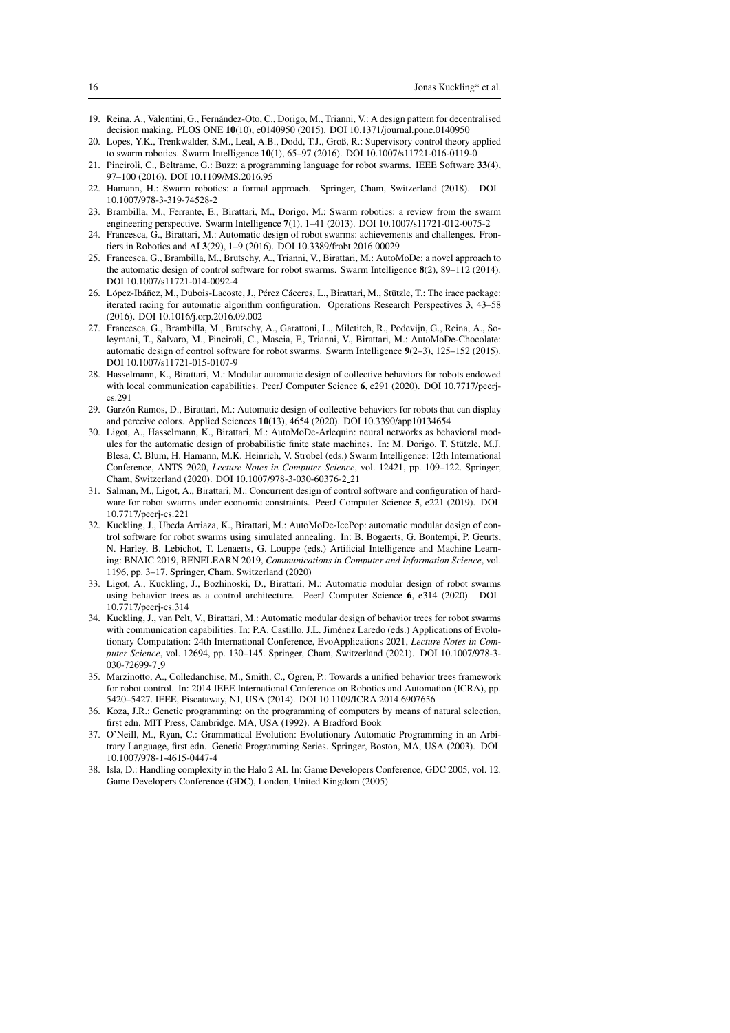19. Reina, A., Valentini, G., Fernández-Oto, C., Dorigo, M., Trianni, V.: A design pattern for decentralised decision making. PLOS ONE **10**(10), e0140950 (2015). DOI 10.1371/journal.pone.0140950
20. Lopes, Y.K., Trenkwalder, S.M., Leal, A.B., Dodd, T.J., Groß, R.: Supervisory control theory applied to swarm robotics. Swarm Intelligence **10**(1), 65–97 (2016). DOI 10.1007/s11721-016-0119-0
21. Pinciroli, C., Beltrame, G.: Buzz: a programming language for robot swarms. IEEE Software **33**(4), 97–100 (2016). DOI 10.1109/MS.2016.95
22. Hamann, H.: Swarm robotics: a formal approach. Springer, Cham, Switzerland (2018). DOI 10.1007/978-3-319-74528-2
23. Brambilla, M., Ferrante, E., Birattari, M., Dorigo, M.: Swarm robotics: a review from the swarm engineering perspective. Swarm Intelligence **7**(1), 1–41 (2013). DOI 10.1007/s11721-012-0075-2
24. Francesca, G., Birattari, M.: Automatic design of robot swarms: achievements and challenges. Frontiers in Robotics and AI **3**(29), 1–9 (2016). DOI 10.3389/frobt.2016.00029
25. Francesca, G., Brambilla, M., Brutschy, A., Trianni, V., Birattari, M.: AutoMoDe: a novel approach to the automatic design of control software for robot swarms. Swarm Intelligence **8**(2), 89–112 (2014). DOI 10.1007/s11721-014-0092-4
26. López-Ibáñez, M., Dubois-Lacoste, J., Pérez Cáceres, L., Birattari, M., Stützle, T.: The irace package: iterated racing for automatic algorithm configuration. Operations Research Perspectives **3**, 43–58 (2016). DOI 10.1016/j.orp.2016.09.002
27. Francesca, G., Brambilla, M., Brutschy, A., Garattoni, L., Miletitch, R., Podevijn, G., Reina, A., Soleymani, T., Salvaro, M., Pinciroli, C., Mascia, F., Trianni, V., Birattari, M.: AutoMoDe-Chocolate: automatic design of control software for robot swarms. Swarm Intelligence **9**(2–3), 125–152 (2015). DOI 10.1007/s11721-015-0107-9
28. Hasselmann, K., Birattari, M.: Modular automatic design of collective behaviors for robots endowed with local communication capabilities. PeerJ Computer Science **6**, e291 (2020). DOI 10.7717/peerj-cs.291
29. Garzón Ramos, D., Birattari, M.: Automatic design of collective behaviors for robots that can display and perceive colors. Applied Sciences **10**(13), 4654 (2020). DOI 10.3390/app10134654
30. Ligot, A., Hasselmann, K., Birattari, M.: AutoMoDe-Arlequin: neural networks as behavioral modules for the automatic design of probabilistic finite state machines. In: M. Dorigo, T. Stützle, M.J. Blesa, C. Blum, H. Hamann, M.K. Heinrich, V. Strobel (eds.) Swarm Intelligence: 12th International Conference, ANTS 2020, *Lecture Notes in Computer Science*, vol. 12421, pp. 109–122. Springer, Cham, Switzerland (2020). DOI 10.1007/978-3-030-60376-2_21
31. Salman, M., Ligot, A., Birattari, M.: Concurrent design of control software and configuration of hardware for robot swarms under economic constraints. PeerJ Computer Science **5**, e221 (2019). DOI 10.7717/peerj-cs.221
32. Kuckling, J., Ubeda Arriaza, K., Birattari, M.: AutoMoDe-IcePop: automatic modular design of control software for robot swarms using simulated annealing. In: B. Bogaerts, G. Bontempi, P. Geurts, N. Harley, B. Lebichot, T. Lenaerts, G. Louppe (eds.) Artificial Intelligence and Machine Learning: BNAIC 2019, BENELEARN 2019, *Communications in Computer and Information Science*, vol. 1196, pp. 3–17. Springer, Cham, Switzerland (2020)
33. Ligot, A., Kuckling, J., Bozhinoski, D., Birattari, M.: Automatic modular design of robot swarms using behavior trees as a control architecture. PeerJ Computer Science **6**, e314 (2020). DOI 10.7717/peerj-cs.314
34. Kuckling, J., van Pelt, V., Birattari, M.: Automatic modular design of behavior trees for robot swarms with communication capabilities. In: P.A. Castillo, J.L. Jiménez Laredo (eds.) Applications of Evolutionary Computation: 24th International Conference, EvoApplications 2021, *Lecture Notes in Computer Science*, vol. 12694, pp. 130–145. Springer, Cham, Switzerland (2021). DOI 10.1007/978-3-030-72699-7_9
35. Marzinotto, A., Colledanchise, M., Smith, C., Ögren, P.: Towards a unified behavior trees framework for robot control. In: 2014 IEEE International Conference on Robotics and Automation (ICRA), pp. 5420–5427. IEEE, Piscataway, NJ, USA (2014). DOI 10.1109/ICRA.2014.6907656
36. Koza, J.R.: Genetic programming: on the programming of computers by means of natural selection, first edn. MIT Press, Cambridge, MA, USA (1992). A Bradford Book
37. O'Neill, M., Ryan, C.: Grammatical Evolution: Evolutionary Automatic Programming in an Arbitrary Language, first edn. Genetic Programming Series. Springer, Boston, MA, USA (2003). DOI 10.1007/978-1-4615-0447-4
38. Isla, D.: Handling complexity in the Halo 2 AI. In: Game Developers Conference, GDC 2005, vol. 12. Game Developers Conference (GDC), London, United Kingdom (2005)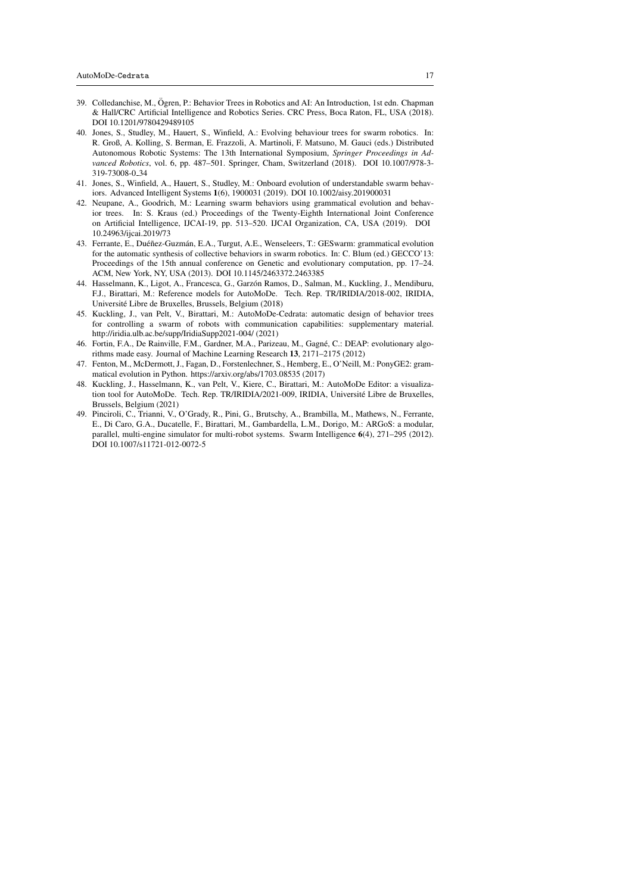39. Colledanchise, M., Ögren, P.: Behavior Trees in Robotics and AI: An Introduction, 1st edn. Chapman & Hall/CRC Artificial Intelligence and Robotics Series. CRC Press, Boca Raton, FL, USA (2018). DOI 10.1201/9780429489105
40. Jones, S., Studley, M., Hauert, S., Winfield, A.: Evolving behaviour trees for swarm robotics. In: R. Groß, A. Kolling, S. Berman, E. Frazzoli, A. Martinoli, F. Matsuno, M. Gauci (eds.) Distributed Autonomous Robotic Systems: The 13th International Symposium, *Springer Proceedings in Advanced Robotics*, vol. 6, pp. 487–501. Springer, Cham, Switzerland (2018). DOI 10.1007/978-3-319-73008-0_34
41. Jones, S., Winfield, A., Hauert, S., Studley, M.: Onboard evolution of understandable swarm behaviors. Advanced Intelligent Systems **1**(6), 1900031 (2019). DOI 10.1002/aisy.201900031
42. Neupane, A., Goodrich, M.: Learning swarm behaviors using grammatical evolution and behavior trees. In: S. Kraus (ed.) Proceedings of the Twenty-Eighth International Joint Conference on Artificial Intelligence, IJCAI-19, pp. 513–520. IJCAI Organization, CA, USA (2019). DOI 10.24963/ijcai.2019/73
43. Ferrante, E., Duéñez-Guzmán, E.A., Turgut, A.E., Wenseleers, T.: GESwarm: grammatical evolution for the automatic synthesis of collective behaviors in swarm robotics. In: C. Blum (ed.) GECCO'13: Proceedings of the 15th annual conference on Genetic and evolutionary computation, pp. 17–24. ACM, New York, NY, USA (2013). DOI 10.1145/2463372.2463385
44. Hasselmann, K., Ligot, A., Francesca, G., Garzón Ramos, D., Salman, M., Kuckling, J., Mendiburu, F.J., Birattari, M.: Reference models for AutoMoDe. Tech. Rep. TR/IRIDIA/2018-002, IRIDIA, Université Libre de Bruxelles, Brussels, Belgium (2018)
45. Kuckling, J., van Pelt, V., Birattari, M.: AutoMoDe-Cedrata: automatic design of behavior trees for controlling a swarm of robots with communication capabilities: supplementary material. http://iridia.ulb.ac.be/supp/IridiaSupp2021-004/ (2021)
46. Fortin, F.A., De Rainville, F.M., Gardner, M.A., Parizeau, M., Gagné, C.: DEAP: evolutionary algorithms made easy. Journal of Machine Learning Research **13**, 2171–2175 (2012)
47. Fenton, M., McDermott, J., Fagan, D., Forstenlechner, S., Hemberg, E., O'Neill, M.: PonyGE2: grammatical evolution in Python. https://arxiv.org/abs/1703.08535 (2017)
48. Kuckling, J., Hasselmann, K., van Pelt, V., Kiere, C., Birattari, M.: AutoMoDe Editor: a visualization tool for AutoMoDe. Tech. Rep. TR/IRIDIA/2021-009, IRIDIA, Université Libre de Bruxelles, Brussels, Belgium (2021)
49. Pinciroli, C., Trianni, V., O'Grady, R., Pini, G., Brutschy, A., Brambilla, M., Mathews, N., Ferrante, E., Di Caro, G.A., Ducatelle, F., Birattari, M., Gambardella, L.M., Dorigo, M.: ARGoS: a modular, parallel, multi-engine simulator for multi-robot systems. Swarm Intelligence **6**(4), 271–295 (2012). DOI 10.1007/s11721-012-0072-5